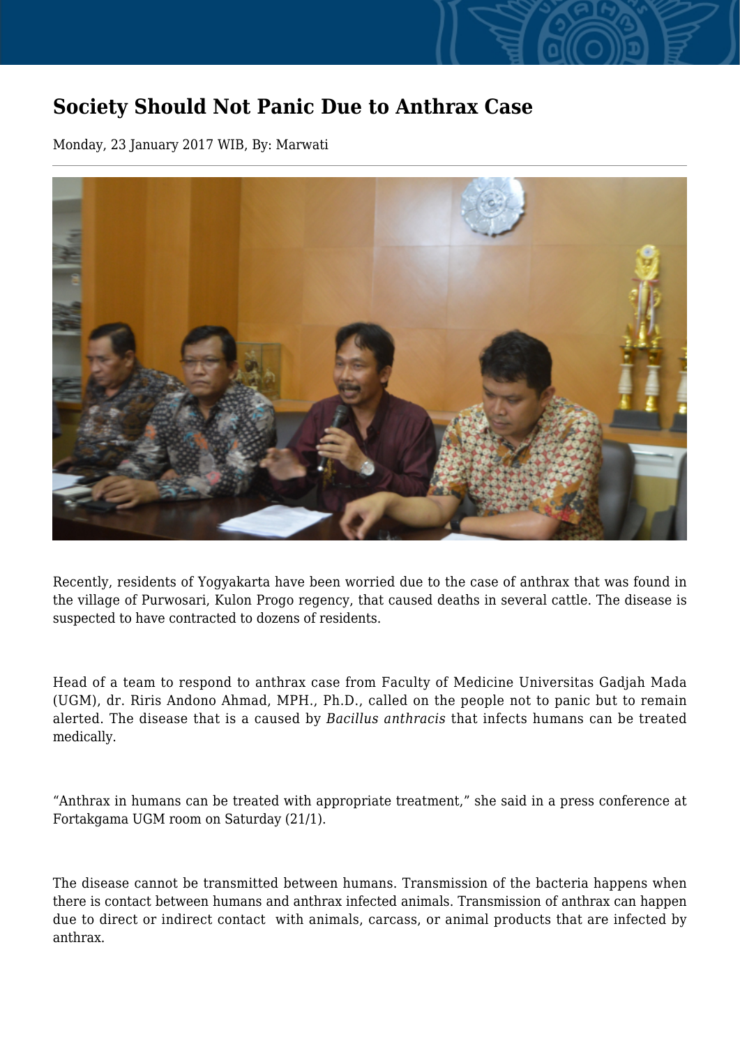# Society Should Not Panic Due to Anthrax Case

Monday, 23 January 2017 WIB, By: Marwati

Recently, residents of Yogyakarta have been worried due to the case of anthrax that was found in the village of Purwosari, Kulon Progo regency, that caused deaths in several cattle. The disease is suspected to have contracted to dozens of residents.

Head of a team to respond to anthrax case from Faculty of Medicine Universitas Gadjah Mada (UGM), dr. Riris Andono Ahmad, MPH., Ph.D., called on the people not to panic but to remain alerted. The disease that is a caused by *Bacillus anthracis* that infects humans can be treated medically.

"Anthrax in humans can be treated with appropriate treatment," she said in a press conference at Fortakgama UGM room on Saturday (21/1).

The disease cannot be transmitted between humans. Transmission of the bacteria happens when there is contact between humans and anthrax infected animals. Transmission of anthrax can happen due to direct or indirect contact with animals, carcass, or animal products that are infected by anthrax.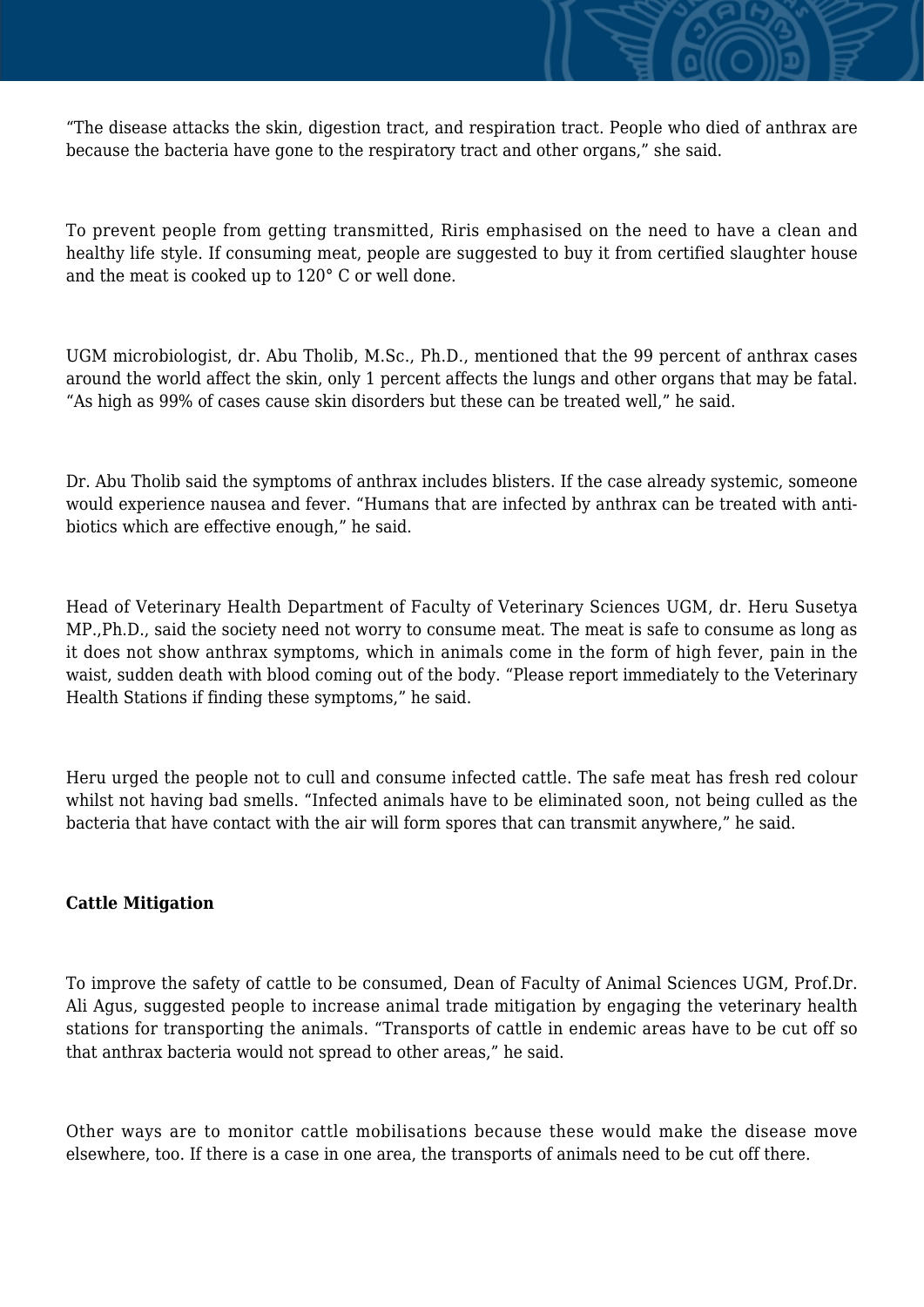"The disease attacks the skin, digestion tract, and respiration tract. People who died of anthrax are because the bacteria have gone to the respiratory tract and other organs," she said.

To prevent people from getting transmitted, Riris emphasised on the need to have a clean and healthy life style. If consuming meat, people are suggested to buy it from certified slaughter house and the meat is cooked up to 120° C or well done.

UGM microbiologist, dr. Abu Tholib, M.Sc., Ph.D., mentioned that the 99 percent of anthrax cases around the world affect the skin, only 1 percent affects the lungs and other organs that may be fatal. "As high as 99% of cases cause skin disorders but these can be treated well," he said.

Dr. Abu Tholib said the symptoms of anthrax includes blisters. If the case already systemic, someone would experience nausea and fever. "Humans that are infected by anthrax can be treated with anti-biotics which are effective enough," he said.

Head of Veterinary Health Department of Faculty of Veterinary Sciences UGM, dr. Heru Susetya MP.,Ph.D., said the society need not worry to consume meat. The meat is safe to consume as long as it does not show anthrax symptoms, which in animals come in the form of high fever, pain in the waist, sudden death with blood coming out of the body. "Please report immediately to the Veterinary Health Stations if finding these symptoms," he said.

Heru urged the people not to cull and consume infected cattle. The safe meat has fresh red colour whilst not having bad smells. "Infected animals have to be eliminated soon, not being culled as the bacteria that have contact with the air will form spores that can transmit anywhere," he said.

**Cattle Mitigation**

To improve the safety of cattle to be consumed, Dean of Faculty of Animal Sciences UGM, Prof.Dr. Ali Agus, suggested people to increase animal trade mitigation by engaging the veterinary health stations for transporting the animals. "Transports of cattle in endemic areas have to be cut off so that anthrax bacteria would not spread to other areas," he said.

Other ways are to monitor cattle mobilisations because these would make the disease move elsewhere, too. If there is a case in one area, the transports of animals need to be cut off there.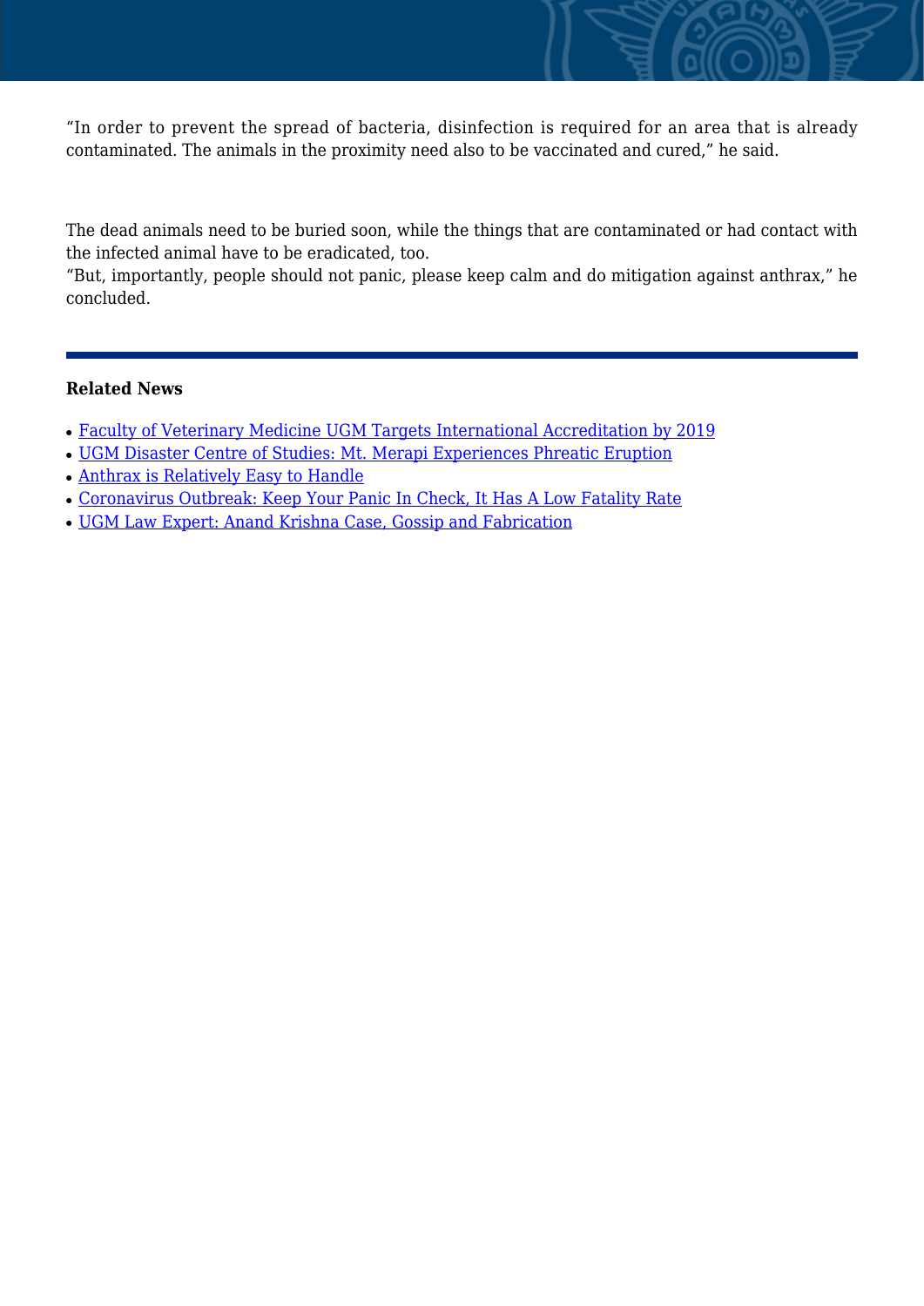"In order to prevent the spread of bacteria, disinfection is required for an area that is already contaminated. The animals in the proximity need also to be vaccinated and cured," he said.

The dead animals need to be buried soon, while the things that are contaminated or had contact with the infected animal have to be eradicated, too.
"But, importantly, people should not panic, please keep calm and do mitigation against anthrax," he concluded.

---

**Related News**

- Faculty of Veterinary Medicine UGM Targets International Accreditation by 2019
- UGM Disaster Centre of Studies: Mt. Merapi Experiences Phreatic Eruption
- Anthrax is Relatively Easy to Handle
- Coronavirus Outbreak: Keep Your Panic In Check, It Has A Low Fatality Rate
- UGM Law Expert: Anand Krishna Case, Gossip and Fabrication